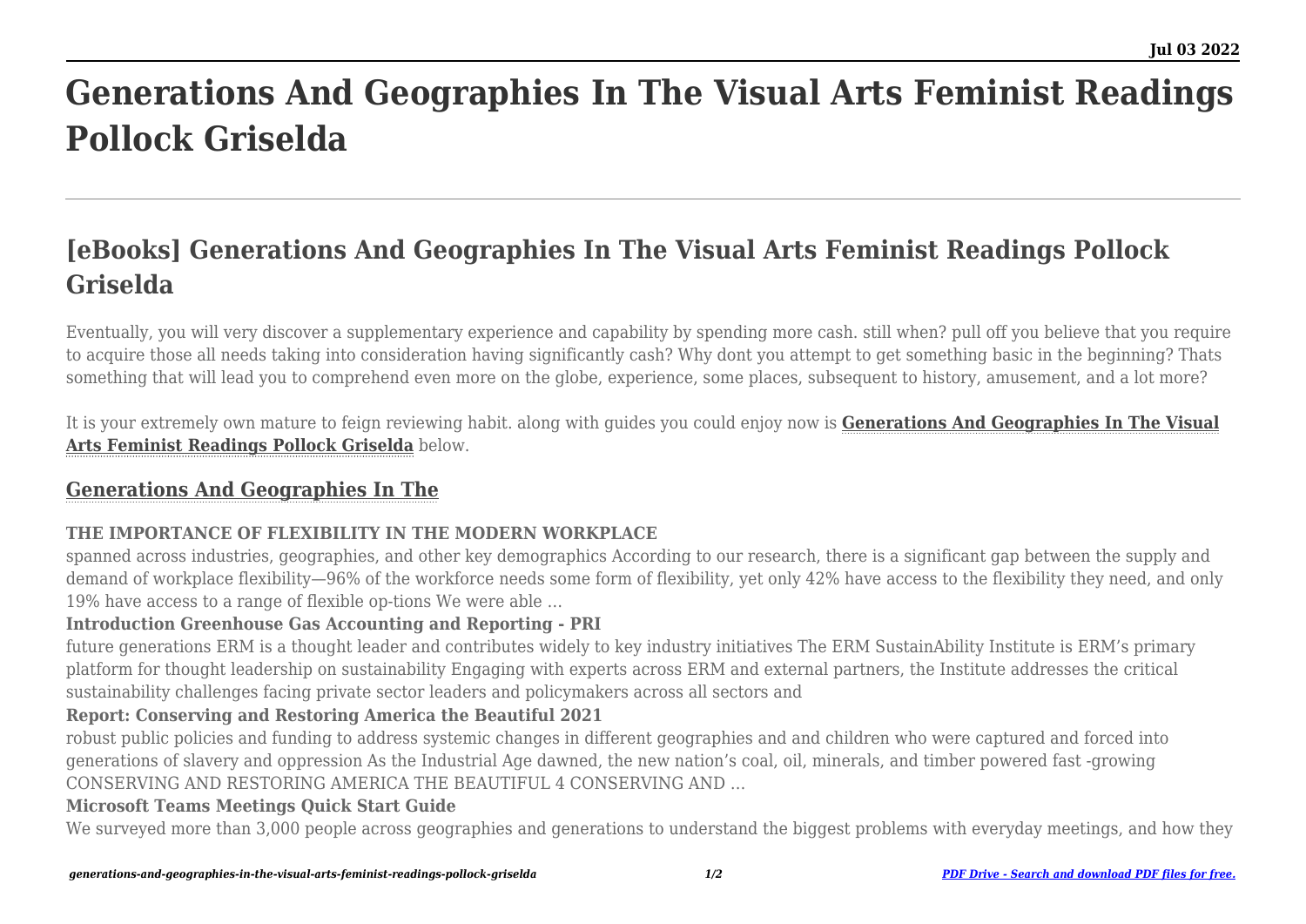# Generations And Geographies In The Visual Arts Feminist Readings Pollock Griselda

## [eBooks] Generations And Geographies In The Visual Arts Feminist Readings Pollock Griselda

Eventually, you will very discover a supplementary experience and capability by spending more cash. still when? pull off you believe that you require to acquire those all needs taking into consideration having significantly cash? Why dont you attempt to get something basic in the beginning? Thats something that will lead you to comprehend even more on the globe, experience, some places, subsequent to history, amusement, and a lot more?

It is your extremely own mature to feign reviewing habit. along with guides you could enjoy now is **Generations And Geographies In The Visual Arts Feminist Readings Pollock Griselda** below.

### Generations And Geographies In The

**THE IMPORTANCE OF FLEXIBILITY IN THE MODERN WORKPLACE**

spanned across industries, geographies, and other key demographics According to our research, there is a significant gap between the supply and demand of workplace flexibility—96% of the workforce needs some form of flexibility, yet only 42% have access to the flexibility they need, and only 19% have access to a range of flexible op-tions We were able …

**Introduction Greenhouse Gas Accounting and Reporting - PRI**

future generations ERM is a thought leader and contributes widely to key industry initiatives The ERM SustainAbility Institute is ERM's primary platform for thought leadership on sustainability Engaging with experts across ERM and external partners, the Institute addresses the critical sustainability challenges facing private sector leaders and policymakers across all sectors and

**Report: Conserving and Restoring America the Beautiful 2021**

robust public policies and funding to address systemic changes in different geographies and and children who were captured and forced into generations of slavery and oppression As the Industrial Age dawned, the new nation's coal, oil, minerals, and timber powered fast -growing CONSERVING AND RESTORING AMERICA THE BEAUTIFUL 4 CONSERVING AND …

**Microsoft Teams Meetings Quick Start Guide**

We surveyed more than 3,000 people across geographies and generations to understand the biggest problems with everyday meetings, and how they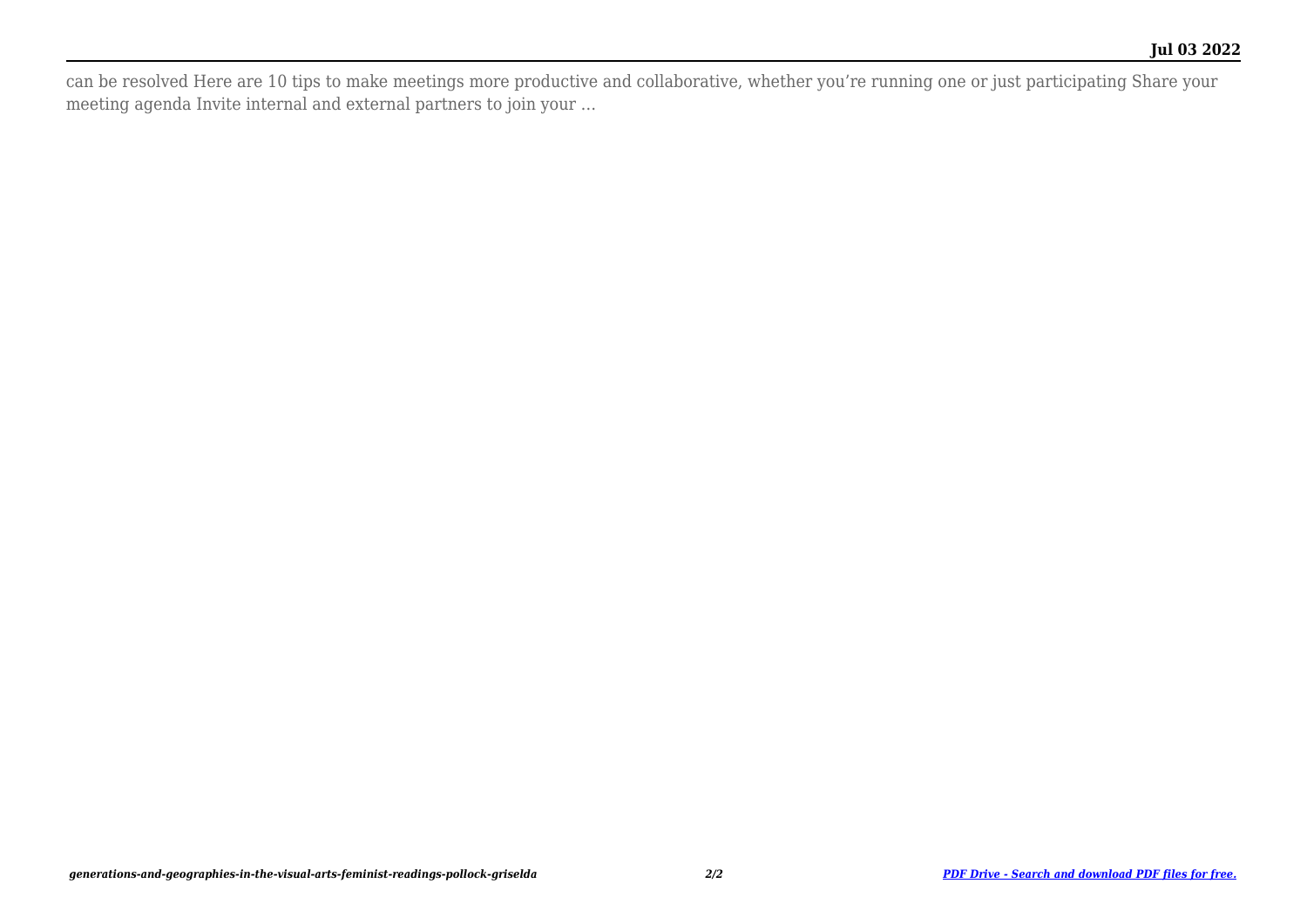can be resolved Here are 10 tips to make meetings more productive and collaborative, whether you're running one or just participating Share your meeting agenda Invite internal and external partners to join your …